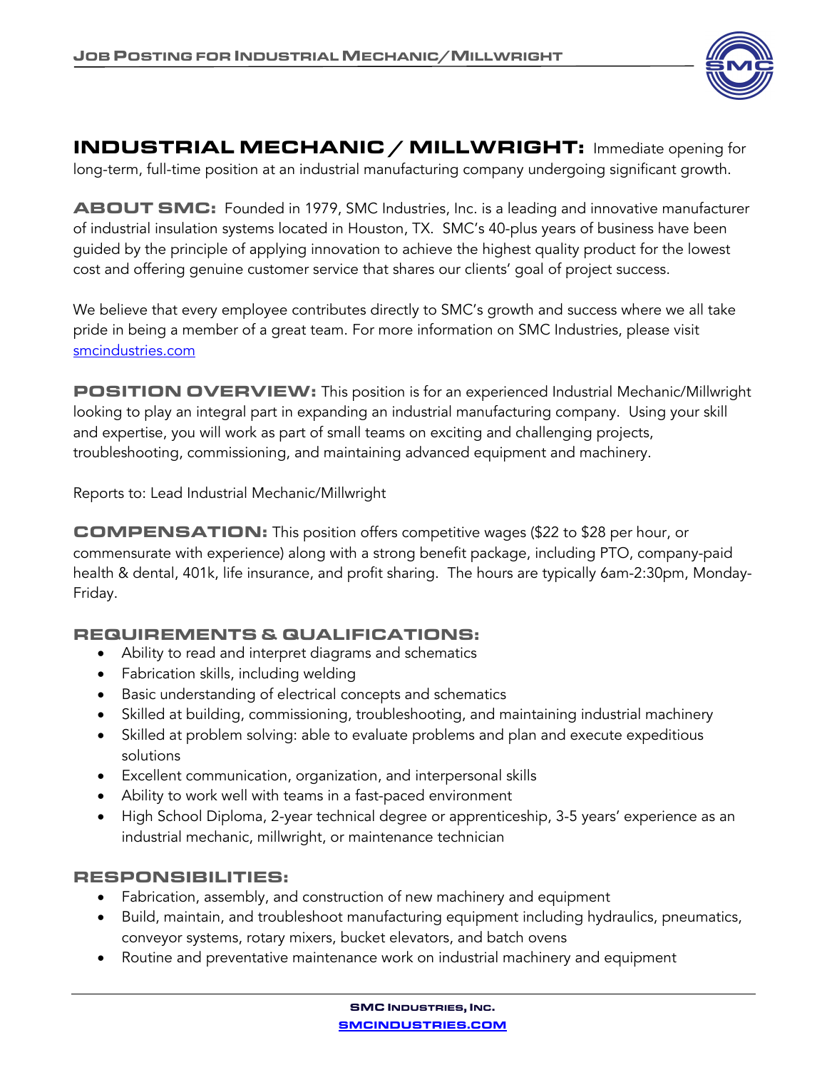# INDUSTRIAL MECHANIC / MILLWRIGHT:

Immediate opening for long-term, full-time position at an industrial manufacturing company undergoing significant growth.

**ABOUT SMC:** Founded in 1979, SMC Industries, Inc. is a leading and innovative manufacturer of industrial insulation systems located in Houston, TX. SMC's 40-plus years of business have been guided by the principle of applying innovation to achieve the highest quality product for the lowest cost and offering genuine customer service that shares our clients' goal of project success.

We believe that every employee contributes directly to SMC's growth and success where we all take pride in being a member of a great team. For more information on SMC Industries, please visit [smcindustries.com](smcindustries.com)

**POSITION OVERVIEW:** This position is for an experienced Industrial Mechanic/Millwright looking to play an integral part in expanding an industrial manufacturing company. Using your skill and expertise, you will work as part of small teams on exciting and challenging projects, troubleshooting, commissioning, and maintaining advanced equipment and machinery.

Reports to: Lead Industrial Mechanic/Millwright

**COMPENSATION:** This position offers competitive wages ($22 to $28 per hour, or commensurate with experience) along with a strong benefit package, including PTO, company-paid health & dental, 401k, life insurance, and profit sharing. The hours are typically 6am-2:30pm, Monday-Friday.

## REQUIREMENTS & QUALIFICATIONS:

- Ability to read and interpret diagrams and schematics
- Fabrication skills, including welding
- Basic understanding of electrical concepts and schematics
- Skilled at building, commissioning, troubleshooting, and maintaining industrial machinery
- Skilled at problem solving: able to evaluate problems and plan and execute expeditious solutions
- Excellent communication, organization, and interpersonal skills
- Ability to work well with teams in a fast-paced environment
- High School Diploma, 2-year technical degree or apprenticeship, 3-5 years' experience as an industrial mechanic, millwright, or maintenance technician

## RESPONSIBILITIES:

- Fabrication, assembly, and construction of new machinery and equipment
- Build, maintain, and troubleshoot manufacturing equipment including hydraulics, pneumatics, conveyor systems, rotary mixers, bucket elevators, and batch ovens
- Routine and preventative maintenance work on industrial machinery and equipment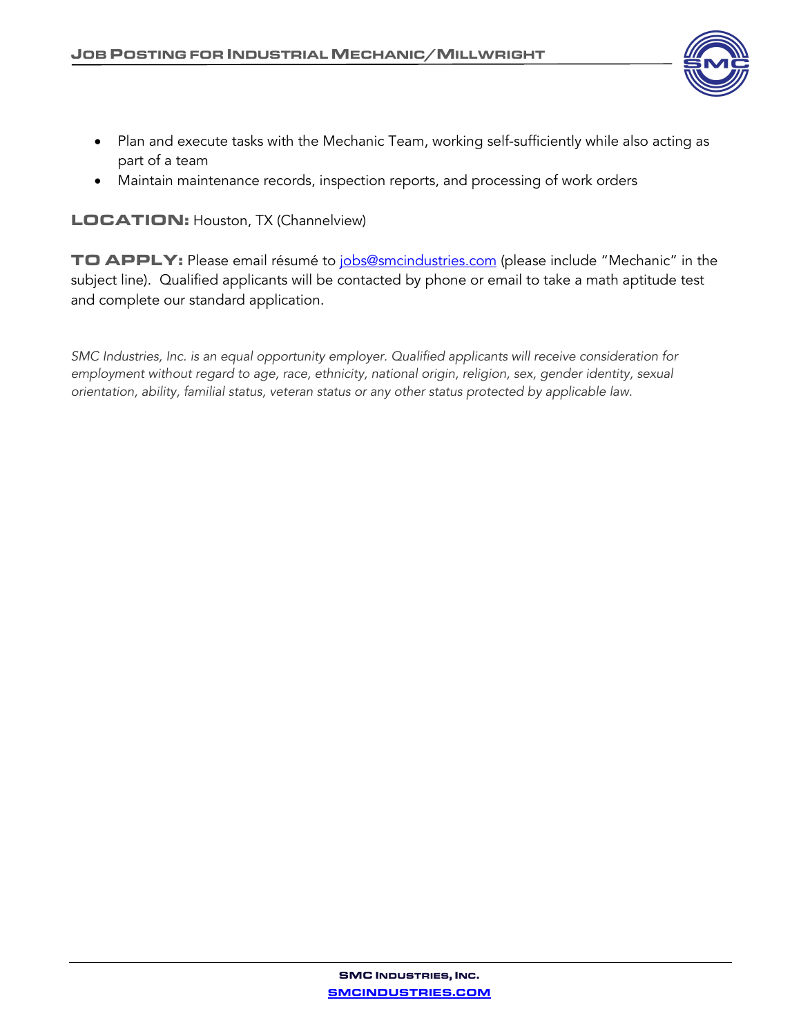- Plan and execute tasks with the Mechanic Team, working self-sufficiently while also acting as part of a team
- Maintain maintenance records, inspection reports, and processing of work orders

**LOCATION:** Houston, TX (Channelview)

**TO APPLY:** Please email résumé to jobs@smcindustries.com (please include "Mechanic" in the subject line). Qualified applicants will be contacted by phone or email to take a math aptitude test and complete our standard application.

*SMC Industries, Inc. is an equal opportunity employer. Qualified applicants will receive consideration for employment without regard to age, race, ethnicity, national origin, religion, sex, gender identity, sexual orientation, ability, familial status, veteran status or any other status protected by applicable law.*